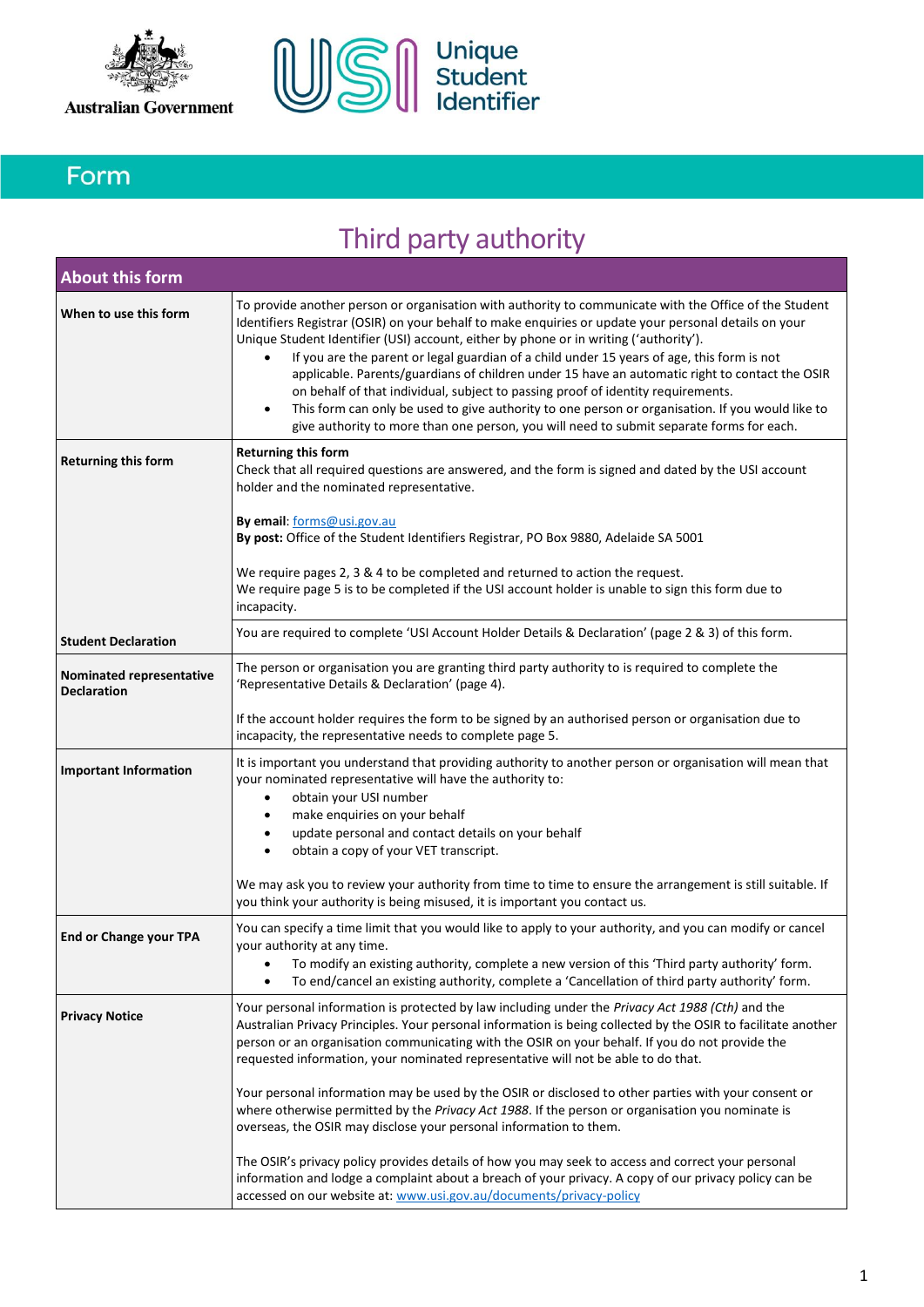Australian Government

Unique Student Identifier

# Form

## Third party authority

| About this form | |
|---|---|
| **When to use this form** | To provide another person or organisation with authority to communicate with the Office of the Student Identifiers Registrar (OSIR) on your behalf to make enquiries or update your personal details on your Unique Student Identifier (USI) account, either by phone or in writing ('authority').<br>• If you are the parent or legal guardian of a child under 15 years of age, this form is not applicable. Parents/guardians of children under 15 have an automatic right to contact the OSIR on behalf of that individual, subject to passing proof of identity requirements.<br>• This form can only be used to give authority to one person or organisation. If you would like to give authority to more than one person, you will need to submit separate forms for each. |
| **Returning this form** | **Returning this form**<br>Check that all required questions are answered, and the form is signed and dated by the USI account holder and the nominated representative.<br><br>**By email**: forms@usi.gov.au<br>**By post:** Office of the Student Identifiers Registrar, PO Box 9880, Adelaide SA 5001<br><br>We require pages 2, 3 & 4 to be completed and returned to action the request.<br>We require page 5 is to be completed if the USI account holder is unable to sign this form due to incapacity. |
| **Student Declaration** | You are required to complete 'USI Account Holder Details & Declaration' (page 2 & 3) of this form. |
| **Nominated representative Declaration** | The person or organisation you are granting third party authority to is required to complete the 'Representative Details & Declaration' (page 4).<br><br>If the account holder requires the form to be signed by an authorised person or organisation due to incapacity, the representative needs to complete page 5. |
| **Important Information** | It is important you understand that providing authority to another person or organisation will mean that your nominated representative will have the authority to:<br>• obtain your USI number<br>• make enquiries on your behalf<br>• update personal and contact details on your behalf<br>• obtain a copy of your VET transcript.<br><br>We may ask you to review your authority from time to time to ensure the arrangement is still suitable. If you think your authority is being misused, it is important you contact us. |
| **End or Change your TPA** | You can specify a time limit that you would like to apply to your authority, and you can modify or cancel your authority at any time.<br>• To modify an existing authority, complete a new version of this 'Third party authority' form.<br>• To end/cancel an existing authority, complete a 'Cancellation of third party authority' form. |
| **Privacy Notice** | Your personal information is protected by law including under the *Privacy Act 1988 (Cth)* and the Australian Privacy Principles. Your personal information is being collected by the OSIR to facilitate another person or an organisation communicating with the OSIR on your behalf. If you do not provide the requested information, your nominated representative will not be able to do that.<br><br>Your personal information may be used by the OSIR or disclosed to other parties with your consent or where otherwise permitted by the *Privacy Act 1988*. If the person or organisation you nominate is overseas, the OSIR may disclose your personal information to them.<br><br>The OSIR's privacy policy provides details of how you may seek to access and correct your personal information and lodge a complaint about a breach of your privacy. A copy of our privacy policy can be accessed on our website at: www.usi.gov.au/documents/privacy-policy |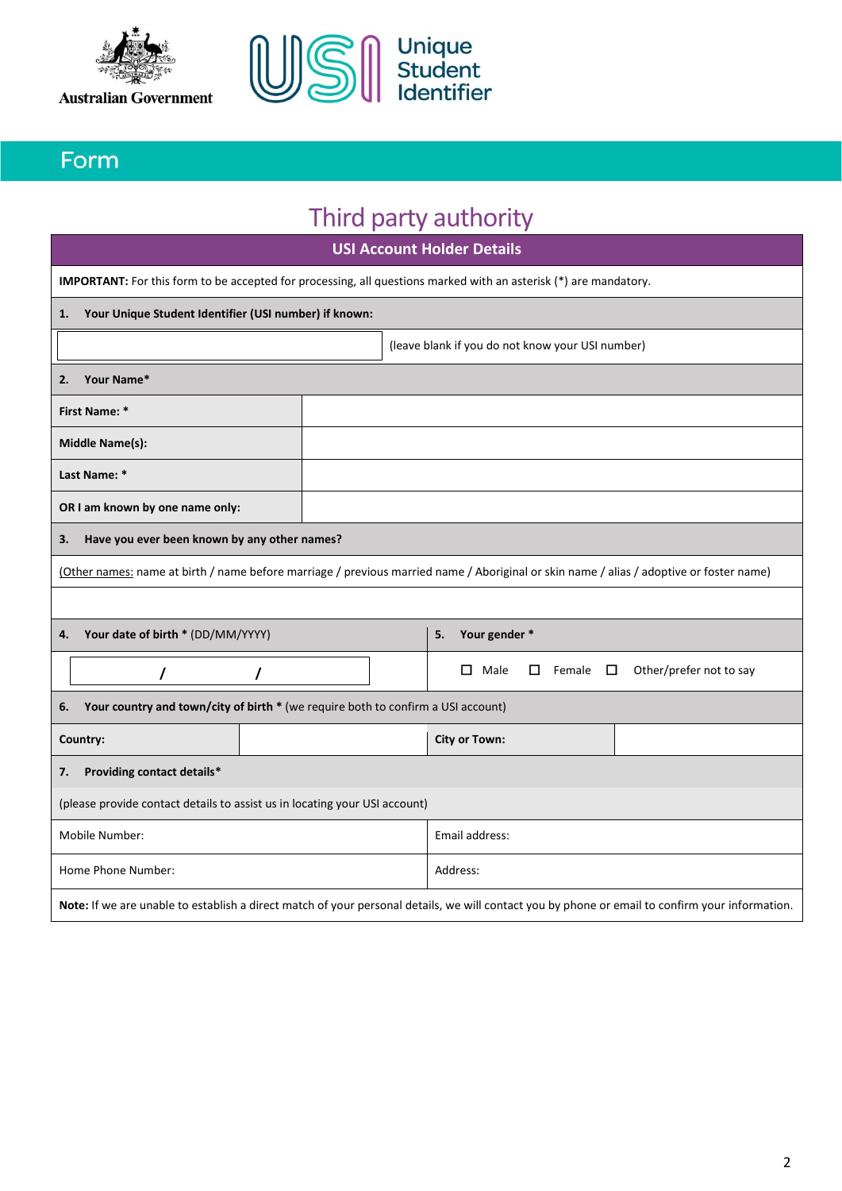Australian Government

Unique Student Identifier

## Form

# Third party authority

| USI Account Holder Details | | | |
|---|---|---|---|
| **IMPORTANT:** For this form to be accepted for processing, all questions marked with an asterisk (*) are mandatory. | | | |
| **1. Your Unique Student Identifier (USI number) if known:** | | | |
| | (leave blank if you do not know your USI number) | | |
| **2. Your Name*** | | | |
| **First Name: *** | | | |
| **Middle Name(s):** | | | |
| **Last Name: *** | | | |
| **OR I am known by one name only:** | | | |
| **3. Have you ever been known by any other names?** | | | |
| Other names: name at birth / name before marriage / previous married name / Aboriginal or skin name / alias / adoptive or foster name) | | | |
| | | | |
| **4. Your date of birth *** (DD/MM/YYYY) | | **5. Your gender *** | |
| / / | | ☐ Male ☐ Female ☐ Other/prefer not to say | |
| **6. Your country and town/city of birth *** (we require both to confirm a USI account) | | | |
| **Country:** | | **City or Town:** | |
| **7. Providing contact details*** | | | |
| (please provide contact details to assist us in locating your USI account) | | | |
| Mobile Number: | | Email address: | |
| Home Phone Number: | | Address: | |
| **Note:** If we are unable to establish a direct match of your personal details, we will contact you by phone or email to confirm your information. | | | |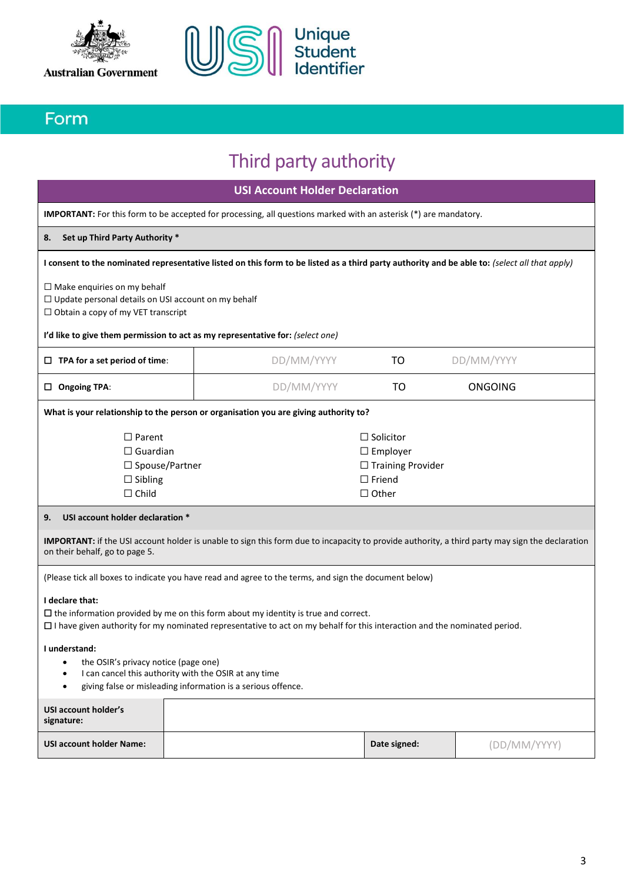Australian Government

Unique Student Identifier

Form

# Third party authority

## USI Account Holder Declaration

**IMPORTANT:** For this form to be accepted for processing, all questions marked with an asterisk (*) are mandatory.

### 8. Set up Third Party Authority *

**I consent to the nominated representative listed on this form to be listed as a third party authority and be able to:** *(select all that apply)*

☐ Make enquiries on my behalf
☐ Update personal details on USI account on my behalf
☐ Obtain a copy of my VET transcript

**I'd like to give them permission to act as my representative for:** *(select one)*

| | | | |
|---|---|---|---|
| ☐ **TPA for a set period of time**: | DD/MM/YYYY | TO | DD/MM/YYYY |
| ☐ **Ongoing TPA**: | DD/MM/YYYY | TO | ONGOING |

**What is your relationship to the person or organisation you are giving authority to?**

☐ Parent
☐ Guardian
☐ Spouse/Partner
☐ Sibling
☐ Child
☐ Solicitor
☐ Employer
☐ Training Provider
☐ Friend
☐ Other

### 9. USI account holder declaration *

**IMPORTANT:** if the USI account holder is unable to sign this form due to incapacity to provide authority, a third party may sign the declaration on their behalf, go to page 5.

(Please tick all boxes to indicate you have read and agree to the terms, and sign the document below)

**I declare that:**

☐ the information provided by me on this form about my identity is true and correct.
☐ I have given authority for my nominated representative to act on my behalf for this interaction and the nominated period.

**I understand:**

- the OSIR's privacy notice (page one)
- I can cancel this authority with the OSIR at any time
- giving false or misleading information is a serious offence.

| | | | |
|---|---|---|---|
| **USI account holder's signature:** | | | |
| **USI account holder Name:** | | **Date signed:** | (DD/MM/YYYY) |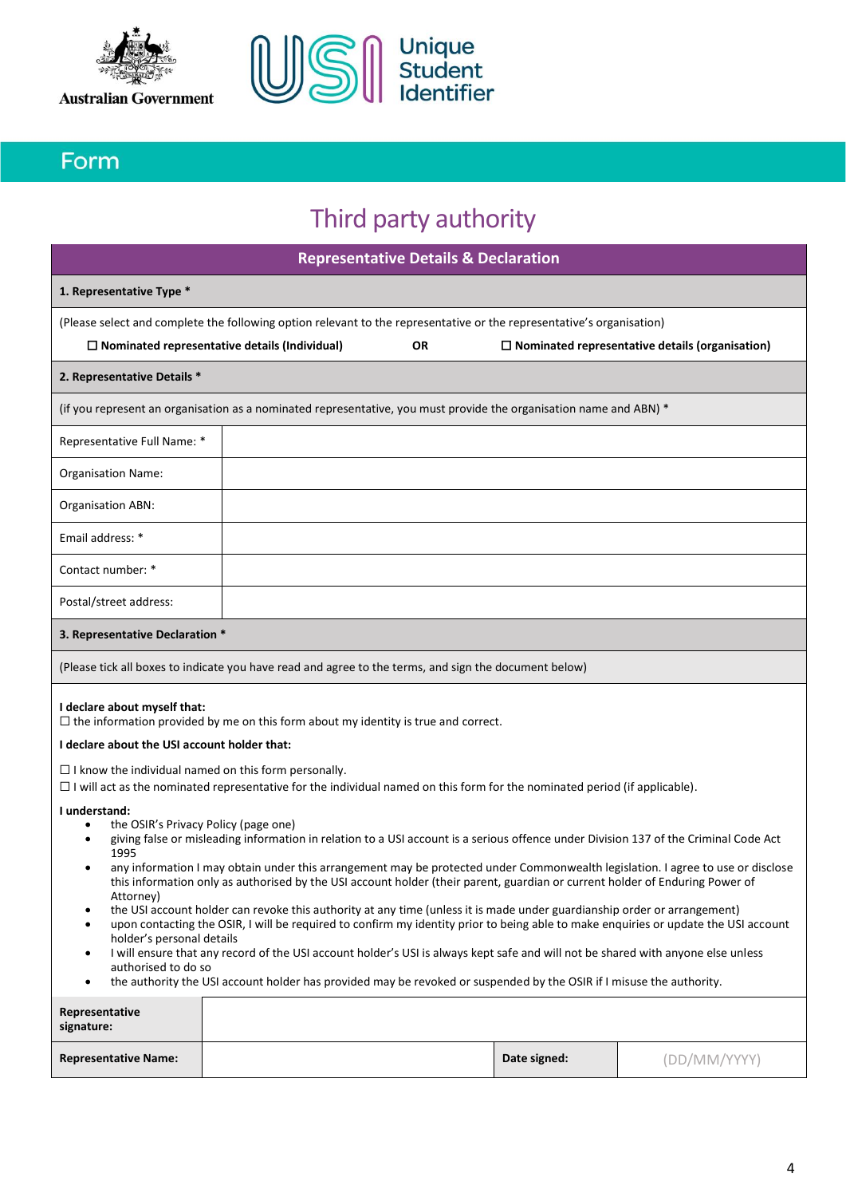Australian Government

Unique Student Identifier

Form

# Third party authority

## Representative Details & Declaration

**1. Representative Type ***

(Please select and complete the following option relevant to the representative or the representative's organisation)

☐ **Nominated representative details (Individual)** **OR** ☐ **Nominated representative details (organisation)**

**2. Representative Details ***

(if you represent an organisation as a nominated representative, you must provide the organisation name and ABN) *

| Field | Value |
|---|---|
| Representative Full Name: * | |
| Organisation Name: | |
| Organisation ABN: | |
| Email address: * | |
| Contact number: * | |
| Postal/street address: | |

**3. Representative Declaration ***

(Please tick all boxes to indicate you have read and agree to the terms, and sign the document below)

**I declare about myself that:**

☐ the information provided by me on this form about my identity is true and correct.

**I declare about the USI account holder that:**

☐ I know the individual named on this form personally.

☐ I will act as the nominated representative for the individual named on this form for the nominated period (if applicable).

**I understand:**

- the OSIR's Privacy Policy (page one)
- giving false or misleading information in relation to a USI account is a serious offence under Division 137 of the Criminal Code Act 1995
- any information I may obtain under this arrangement may be protected under Commonwealth legislation. I agree to use or disclose this information only as authorised by the USI account holder (their parent, guardian or current holder of Enduring Power of Attorney)
- the USI account holder can revoke this authority at any time (unless it is made under guardianship order or arrangement)
- upon contacting the OSIR, I will be required to confirm my identity prior to being able to make enquiries or update the USI account holder's personal details
- I will ensure that any record of the USI account holder's USI is always kept safe and will not be shared with anyone else unless authorised to do so
- the authority the USI account holder has provided may be revoked or suspended by the OSIR if I misuse the authority.

| **Representative signature:** | | | |
|---|---|---|---|
| **Representative Name:** | | **Date signed:** | (DD/MM/YYYY) |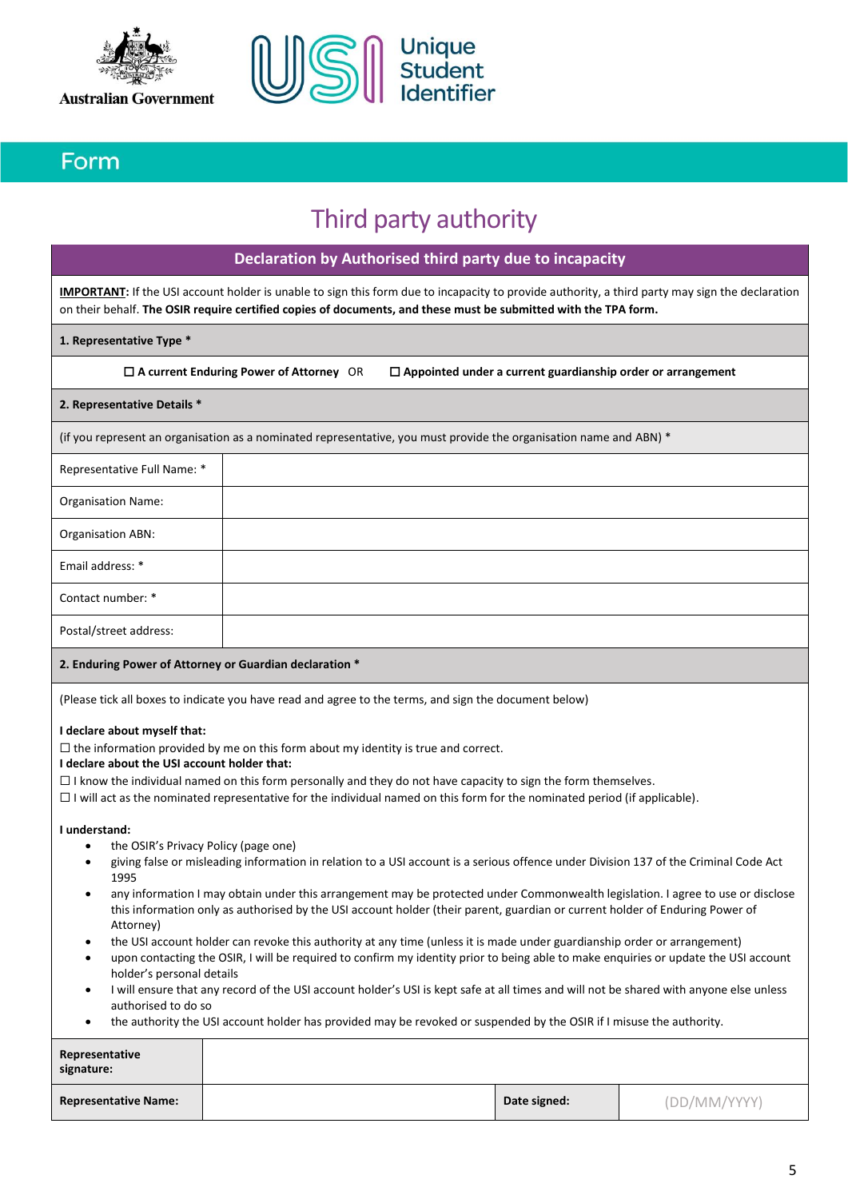Australian Government

Unique Student Identifier

Form

# Third party authority

## Declaration by Authorised third party due to incapacity

**IMPORTANT:** If the USI account holder is unable to sign this form due to incapacity to provide authority, a third party may sign the declaration on their behalf. **The OSIR require certified copies of documents, and these must be submitted with the TPA form.**

### 1. Representative Type *

☐ **A current Enduring Power of Attorney** OR ☐ **Appointed under a current guardianship order or arrangement**

### 2. Representative Details *

(if you represent an organisation as a nominated representative, you must provide the organisation name and ABN) *

| | |
|---|---|
| Representative Full Name: * | |
| Organisation Name: | |
| Organisation ABN: | |
| Email address: * | |
| Contact number: * | |
| Postal/street address: | |

### 2. Enduring Power of Attorney or Guardian declaration *

(Please tick all boxes to indicate you have read and agree to the terms, and sign the document below)

**I declare about myself that:**

☐ the information provided by me on this form about my identity is true and correct.

**I declare about the USI account holder that:**

☐ I know the individual named on this form personally and they do not have capacity to sign the form themselves.

☐ I will act as the nominated representative for the individual named on this form for the nominated period (if applicable).

**I understand:**

- the OSIR's Privacy Policy (page one)
- giving false or misleading information in relation to a USI account is a serious offence under Division 137 of the Criminal Code Act 1995
- any information I may obtain under this arrangement may be protected under Commonwealth legislation. I agree to use or disclose this information only as authorised by the USI account holder (their parent, guardian or current holder of Enduring Power of Attorney)
- the USI account holder can revoke this authority at any time (unless it is made under guardianship order or arrangement)
- upon contacting the OSIR, I will be required to confirm my identity prior to being able to make enquiries or update the USI account holder's personal details
- I will ensure that any record of the USI account holder's USI is kept safe at all times and will not be shared with anyone else unless authorised to do so
- the authority the USI account holder has provided may be revoked or suspended by the OSIR if I misuse the authority.

| | | | |
|---|---|---|---|
| **Representative signature:** | | | |
| **Representative Name:** | | **Date signed:** | (DD/MM/YYYY) |